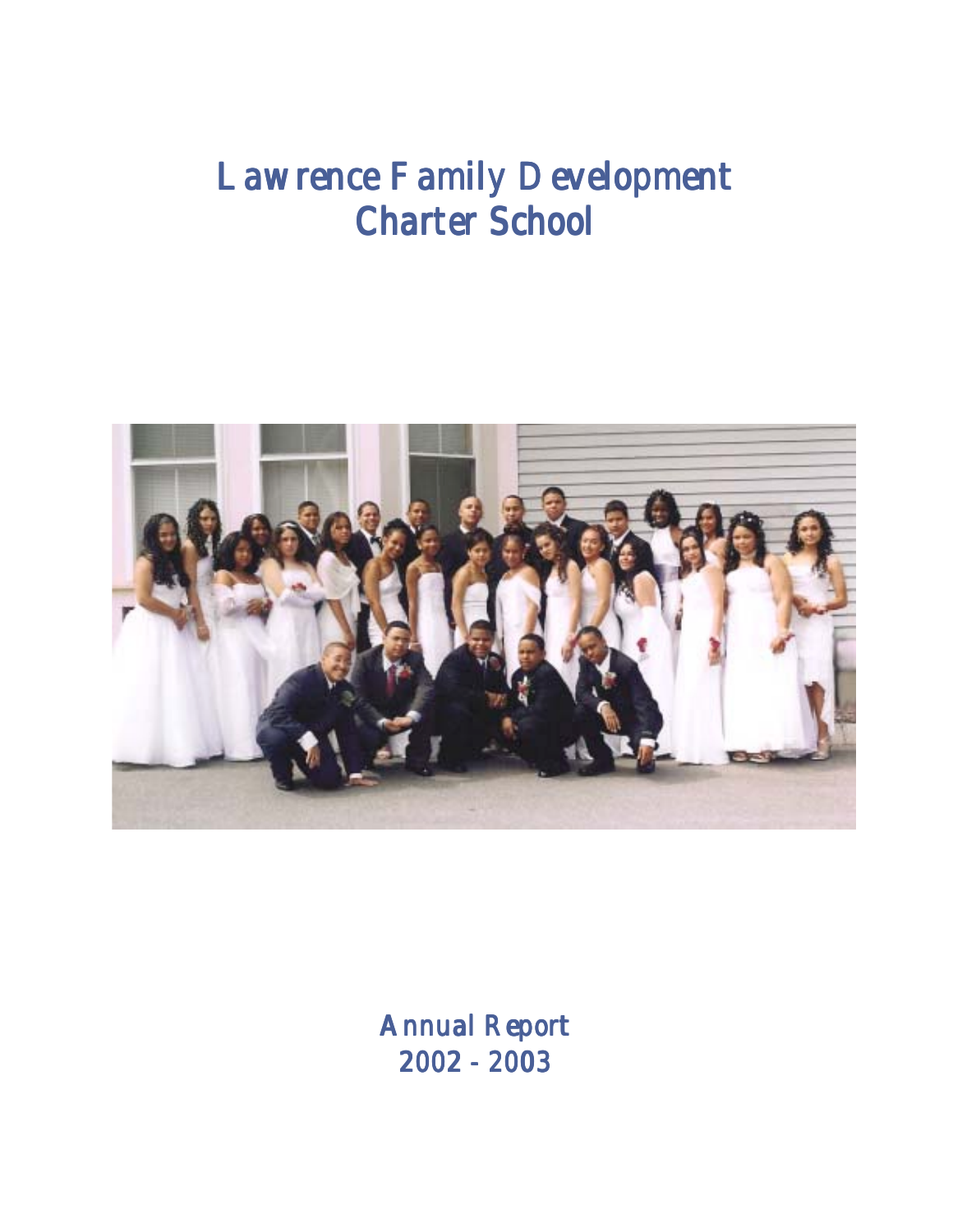# Lawrence Family Development Charter School

Annual Report
2002 - 2003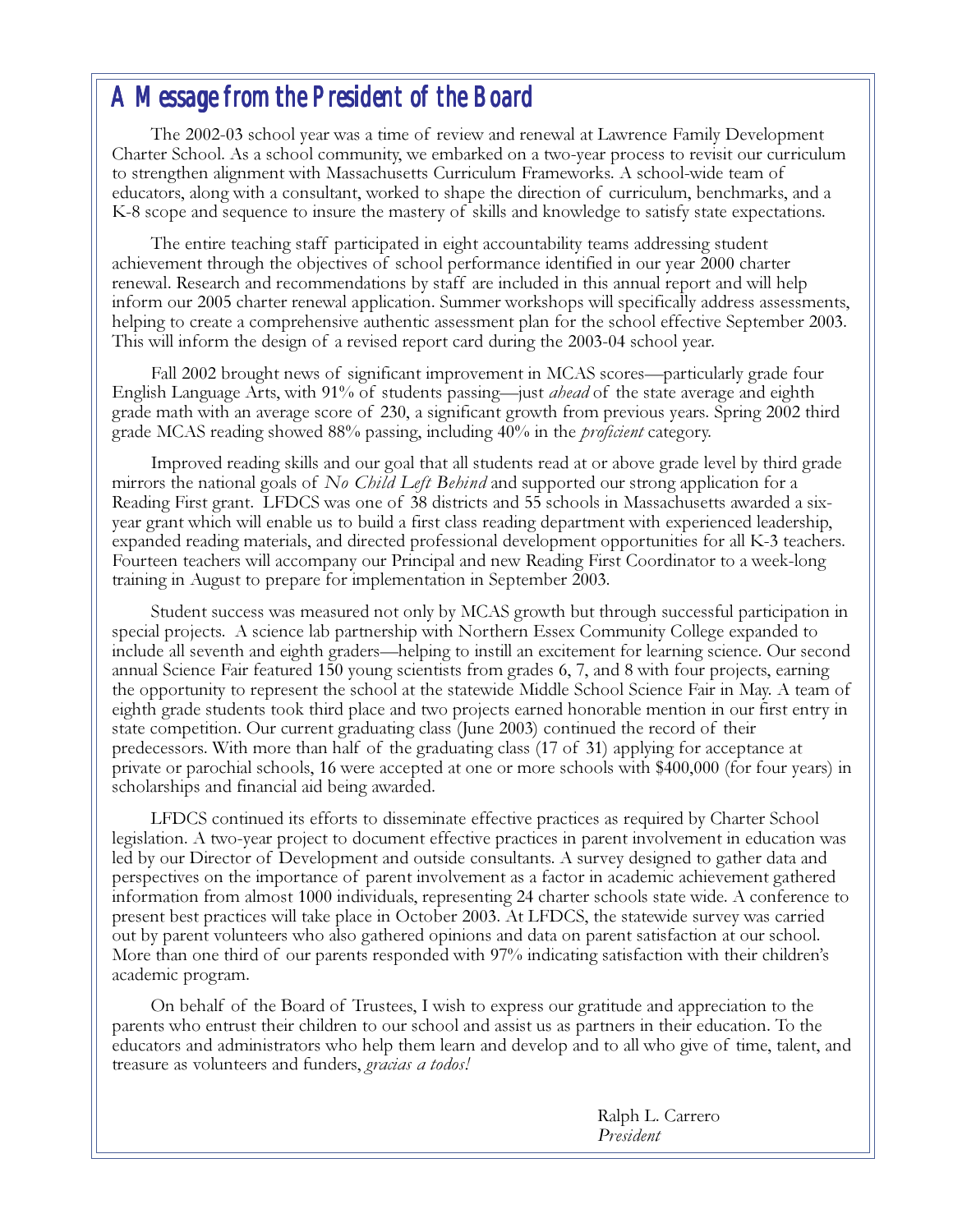# A Message from the President of the Board

The 2002-03 school year was a time of review and renewal at Lawrence Family Development Charter School. As a school community, we embarked on a two-year process to revisit our curriculum to strengthen alignment with Massachusetts Curriculum Frameworks. A school-wide team of educators, along with a consultant, worked to shape the direction of curriculum, benchmarks, and a K-8 scope and sequence to insure the mastery of skills and knowledge to satisfy state expectations.

The entire teaching staff participated in eight accountability teams addressing student achievement through the objectives of school performance identified in our year 2000 charter renewal. Research and recommendations by staff are included in this annual report and will help inform our 2005 charter renewal application. Summer workshops will specifically address assessments, helping to create a comprehensive authentic assessment plan for the school effective September 2003. This will inform the design of a revised report card during the 2003-04 school year.

Fall 2002 brought news of significant improvement in MCAS scores—particularly grade four English Language Arts, with 91% of students passing—just *ahead* of the state average and eighth grade math with an average score of 230, a significant growth from previous years. Spring 2002 third grade MCAS reading showed 88% passing, including 40% in the *proficient* category.

Improved reading skills and our goal that all students read at or above grade level by third grade mirrors the national goals of *No Child Left Behind* and supported our strong application for a Reading First grant. LFDCS was one of 38 districts and 55 schools in Massachusetts awarded a six-year grant which will enable us to build a first class reading department with experienced leadership, expanded reading materials, and directed professional development opportunities for all K-3 teachers. Fourteen teachers will accompany our Principal and new Reading First Coordinator to a week-long training in August to prepare for implementation in September 2003.

Student success was measured not only by MCAS growth but through successful participation in special projects. A science lab partnership with Northern Essex Community College expanded to include all seventh and eighth graders—helping to instill an excitement for learning science. Our second annual Science Fair featured 150 young scientists from grades 6, 7, and 8 with four projects, earning the opportunity to represent the school at the statewide Middle School Science Fair in May. A team of eighth grade students took third place and two projects earned honorable mention in our first entry in state competition. Our current graduating class (June 2003) continued the record of their predecessors. With more than half of the graduating class (17 of 31) applying for acceptance at private or parochial schools, 16 were accepted at one or more schools with $400,000 (for four years) in scholarships and financial aid being awarded.

LFDCS continued its efforts to disseminate effective practices as required by Charter School legislation. A two-year project to document effective practices in parent involvement in education was led by our Director of Development and outside consultants. A survey designed to gather data and perspectives on the importance of parent involvement as a factor in academic achievement gathered information from almost 1000 individuals, representing 24 charter schools state wide. A conference to present best practices will take place in October 2003. At LFDCS, the statewide survey was carried out by parent volunteers who also gathered opinions and data on parent satisfaction at our school. More than one third of our parents responded with 97% indicating satisfaction with their children's academic program.

On behalf of the Board of Trustees, I wish to express our gratitude and appreciation to the parents who entrust their children to our school and assist us as partners in their education. To the educators and administrators who help them learn and develop and to all who give of time, talent, and treasure as volunteers and funders, *gracias a todos!*

Ralph L. Carrero
*President*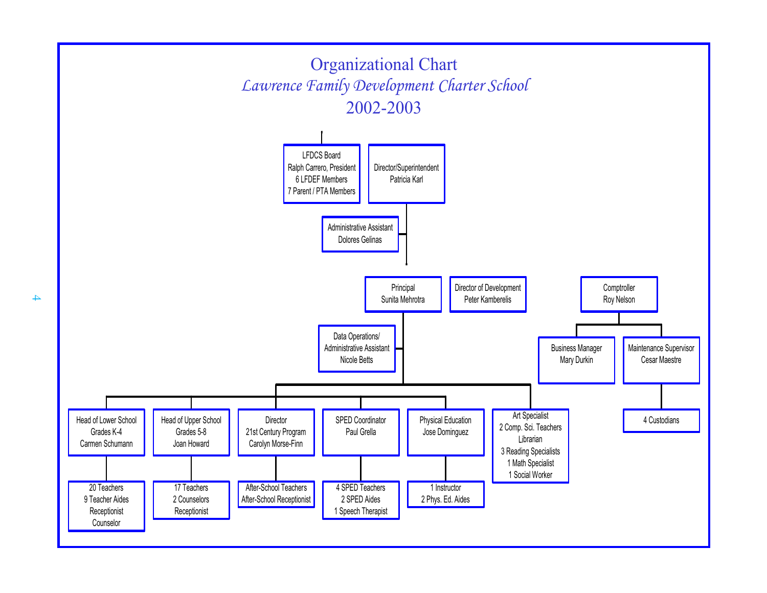# Organizational Chart

*Lawrence Family Development Charter School*

2002-2003

- **LFDCS Board**
  - Ralph Carrero, President
  - 6 LFDEF Members
  - 7 Parent / PTA Members
- **Director/Superintendent**
  - Patricia Karl
  - **Administrative Assistant**
    - Dolores Gelinas
  - **Principal**
    - Sunita Mehrotra
    - **Data Operations/ Administrative Assistant**
      - Nicole Betts
    - **Head of Lower School Grades K-4**
      - Carmen Schumann
      - 20 Teachers
      - 9 Teacher Aides
      - Receptionist
      - Counselor
    - **Head of Upper School Grades 5-8**
      - Joan Howard
      - 17 Teachers
      - 2 Counselors
      - Receptionist
    - **Director 21st Century Program**
      - Carolyn Morse-Finn
      - After-School Teachers
      - After-School Receptionist
    - **SPED Coordinator**
      - Paul Grella
      - 4 SPED Teachers
      - 2 SPED Aides
      - 1 Speech Therapist
    - **Physical Education**
      - Jose Dominguez
      - 1 Instructor
      - 2 Phys. Ed. Aides
    - Art Specialist
    - 2 Comp. Sci. Teachers
    - Librarian
    - 3 Reading Specialists
    - 1 Math Specialist
    - 1 Social Worker
  - **Director of Development**
    - Peter Kamberelis
  - **Comptroller**
    - Roy Nelson
    - **Business Manager**
      - Mary Durkin
    - **Maintenance Supervisor**
      - Cesar Maestre
      - 4 Custodians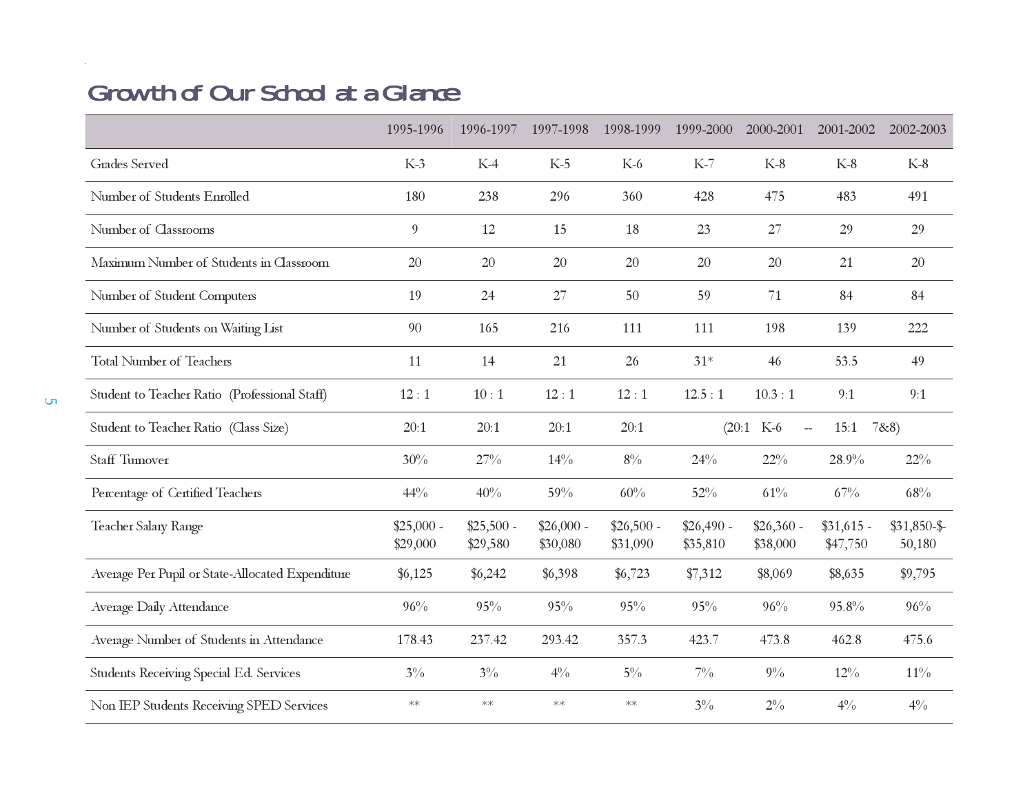## Growth of Our School at a Glance

| | 1995-1996 | 1996-1997 | 1997-1998 | 1998-1999 | 1999-2000 | 2000-2001 | 2001-2002 | 2002-2003 |
|---|---|---|---|---|---|---|---|---|
| Grades Served | K-3 | K-4 | K-5 | K-6 | K-7 | K-8 | K-8 | K-8 |
| Number of Students Enrolled | 180 | 238 | 296 | 360 | 428 | 475 | 483 | 491 |
| Number of Classrooms | 9 | 12 | 15 | 18 | 23 | 27 | 29 | 29 |
| Maximum Number of Students in Classroom | 20 | 20 | 20 | 20 | 20 | 20 | 21 | 20 |
| Number of Student Computers | 19 | 24 | 27 | 50 | 59 | 71 | 84 | 84 |
| Number of Students on Waiting List | 90 | 165 | 216 | 111 | 111 | 198 | 139 | 222 |
| Total Number of Teachers | 11 | 14 | 21 | 26 | 31* | 46 | 53.5 | 49 |
| Student to Teacher Ratio (Professional Staff) | 12 : 1 | 10 : 1 | 12 : 1 | 12 : 1 | 12.5 : 1 | 10.3 : 1 | 9:1 | 9:1 |
| Student to Teacher Ratio (Class Size) | 20:1 | 20:1 | 20:1 | 20:1 | (20:1 K-6 -- 15:1 7&8) | | | |
| Staff Turnover | 30% | 27% | 14% | 8% | 24% | 22% | 28.9% | 22% |
| Percentage of Certified Teachers | 44% | 40% | 59% | 60% | 52% | 61% | 67% | 68% |
| Teacher Salary Range | $25,000 - $29,000 | $25,500 - $29,580 | $26,000 - $30,080 | $26,500 - $31,090 | $26,490 - $35,810 | $26,360 - $38,000 | $31,615 - $47,750 | $31,850-$-50,180 |
| Average Per Pupil or State-Allocated Expenditure | $6,125 | $6,242 | $6,398 | $6,723 | $7,312 | $8,069 | $8,635 | $9,795 |
| Average Daily Attendance | 96% | 95% | 95% | 95% | 95% | 96% | 95.8% | 96% |
| Average Number of Students in Attendance | 178.43 | 237.42 | 293.42 | 357.3 | 423.7 | 473.8 | 462.8 | 475.6 |
| Students Receiving Special Ed. Services | 3% | 3% | 4% | 5% | 7% | 9% | 12% | 11% |
| Non IEP Students Receiving SPED Services | ** | ** | ** | ** | 3% | 2% | 4% | 4% |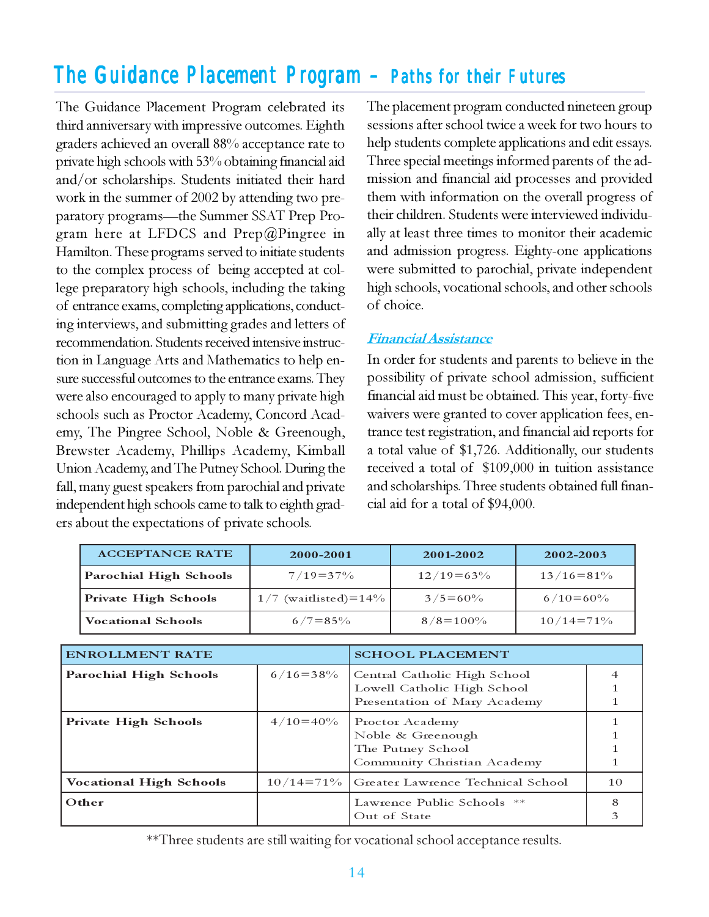# The Guidance Placement Program – Paths for their Futures

The Guidance Placement Program celebrated its third anniversary with impressive outcomes. Eighth graders achieved an overall 88% acceptance rate to private high schools with 53% obtaining financial aid and/or scholarships. Students initiated their hard work in the summer of 2002 by attending two preparatory programs—the Summer SSAT Prep Program here at LFDCS and Prep@Pingree in Hamilton. These programs served to initiate students to the complex process of being accepted at college preparatory high schools, including the taking of entrance exams, completing applications, conducting interviews, and submitting grades and letters of recommendation. Students received intensive instruction in Language Arts and Mathematics to help ensure successful outcomes to the entrance exams. They were also encouraged to apply to many private high schools such as Proctor Academy, Concord Academy, The Pingree School, Noble & Greenough, Brewster Academy, Phillips Academy, Kimball Union Academy, and The Putney School. During the fall, many guest speakers from parochial and private independent high schools came to talk to eighth graders about the expectations of private schools.

The placement program conducted nineteen group sessions after school twice a week for two hours to help students complete applications and edit essays. Three special meetings informed parents of the admission and financial aid processes and provided them with information on the overall progress of their children. Students were interviewed individually at least three times to monitor their academic and admission progress. Eighty-one applications were submitted to parochial, private independent high schools, vocational schools, and other schools of choice.

### *Financial Assistance*

In order for students and parents to believe in the possibility of private school admission, sufficient financial aid must be obtained. This year, forty-five waivers were granted to cover application fees, entrance test registration, and financial aid reports for a total value of $1,726. Additionally, our students received a total of $109,000 in tuition assistance and scholarships. Three students obtained full financial aid for a total of $94,000.

| ACCEPTANCE RATE | 2000-2001 | 2001-2002 | 2002-2003 |
|---|---|---|---|
| **Parochial High Schools** | 7/19=37% | 12/19=63% | 13/16=81% |
| **Private High Schools** | 1/7 (waitlisted)=14% | 3/5=60% | 6/10=60% |
| **Vocational Schools** | 6/7=85% | 8/8=100% | 10/14=71% |

| ENROLLMENT RATE | | SCHOOL PLACEMENT | |
|---|---|---|---|
| **Parochial High Schools** | 6/16=38% | Central Catholic High School<br>Lowell Catholic High School<br>Presentation of Mary Academy | 4<br>1<br>1 |
| **Private High Schools** | 4/10=40% | Proctor Academy<br>Noble & Greenough<br>The Putney School<br>Community Christian Academy | 1<br>1<br>1<br>1 |
| **Vocational High Schools** | 10/14=71% | Greater Lawrence Technical School | 10 |
| **Other** | | Lawrence Public Schools \*\*<br>Out of State | 8<br>3 |

\*\*Three students are still waiting for vocational school acceptance results.